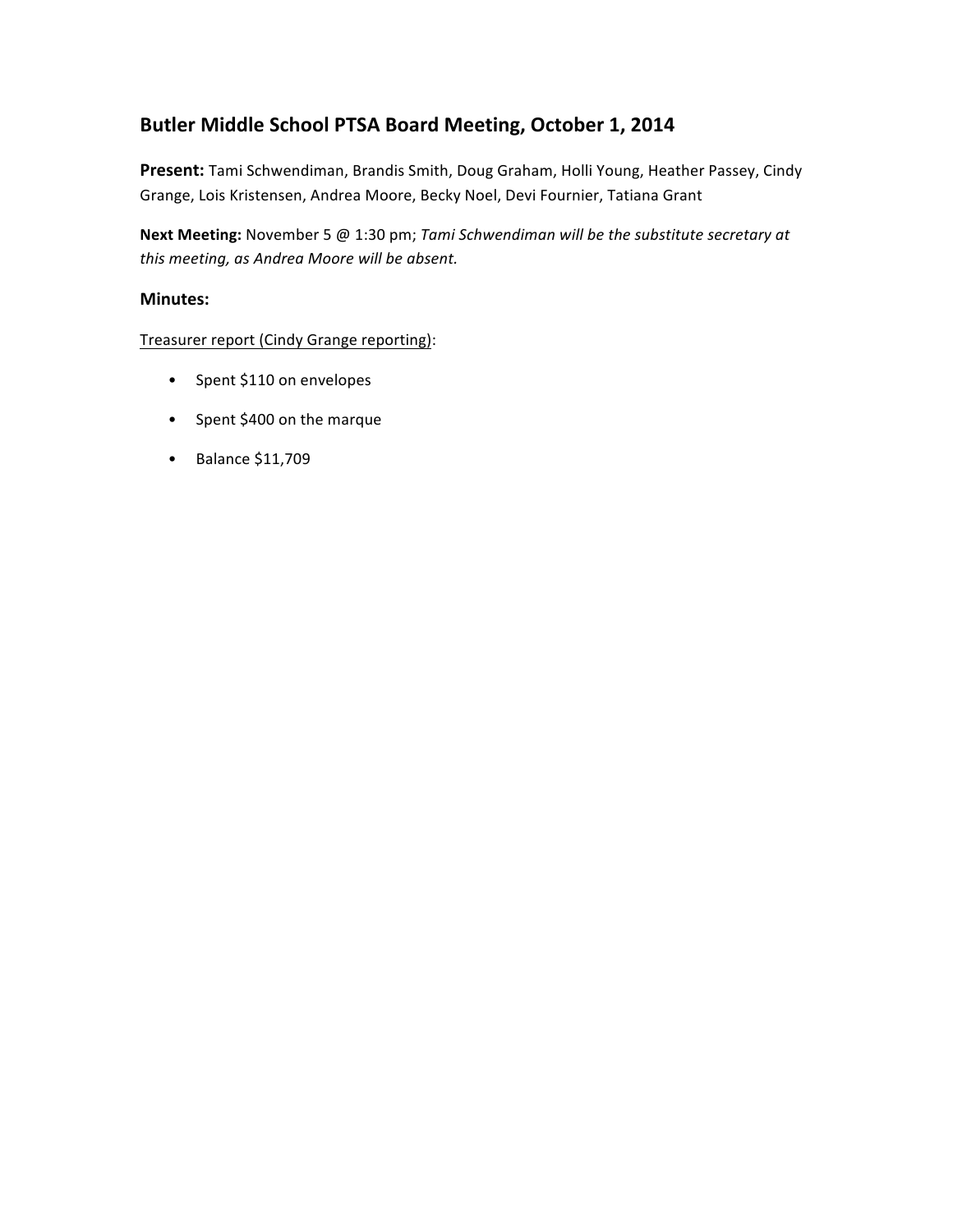## Butler Middle School PTSA Board Meeting, October 1, 2014

**Present:** Tami Schwendiman, Brandis Smith, Doug Graham, Holli Young, Heather Passey, Cindy Grange, Lois Kristensen, Andrea Moore, Becky Noel, Devi Fournier, Tatiana Grant

**Next Meeting:** November 5 @ 1:30 pm; *Tami Schwendiman will be the substitute secretary at this meeting, as Andrea Moore will be absent.*

### Minutes:

<u>Treasurer report (Cindy Grange reporting)</u>:

- Spent $110 on envelopes
- Spent $400 on the marque
- Balance $11,709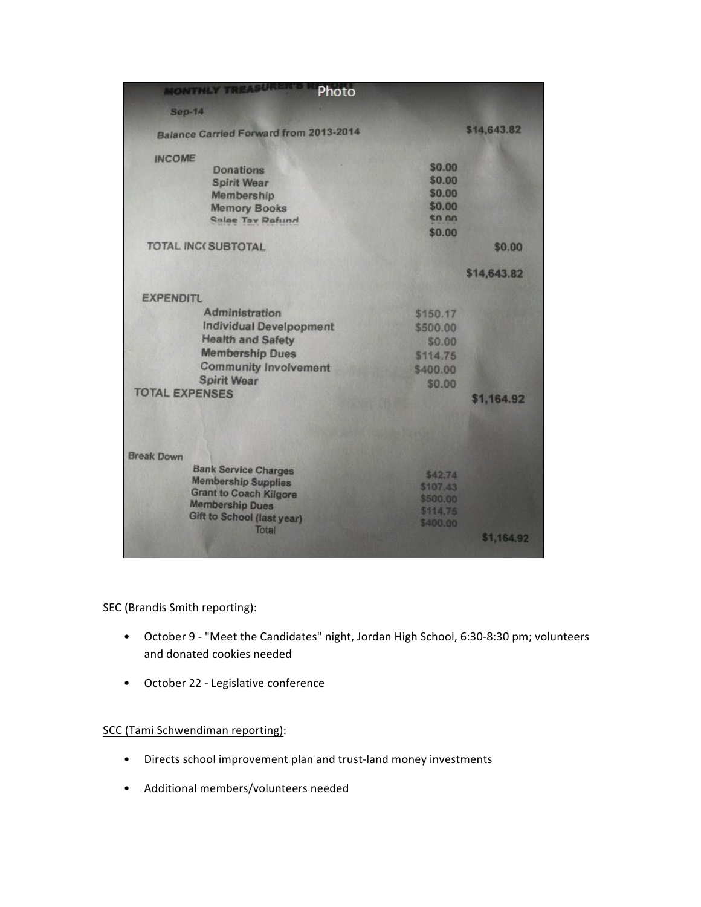**MONTHLY TREASURER'S REPORT** Photo

Sep-14

| | | |
|---|---|---|
| Balance Carried Forward from 2013-2014 | | $14,643.82 |
| **INCOME** | | |
| Donations | $0.00 | |
| Spirit Wear | $0.00 | |
| Membership | $0.00 | |
| Memory Books | $0.00 | |
| Sales Tax Refund | $0.00 | |
| | $0.00 | |
| TOTAL INC( SUBTOTAL | | $0.00 |
| | | $14,643.82 |
| **EXPENDITU** | | |
| Administration | $150.17 | |
| Individual Develpopment | $500.00 | |
| Health and Safety | $0.00 | |
| Membership Dues | $114.75 | |
| Community Involvement | $400.00 | |
| Spirit Wear | $0.00 | |
| TOTAL EXPENSES | | $1,164.92 |
| **Break Down** | | |
| Bank Service Charges | $42.74 | |
| Membership Supplies | $107.43 | |
| Grant to Coach Kilgore | $500.00 | |
| Membership Dues | $114.75 | |
| Gift to School (last year) | $400.00 | |
| Total | | $1,164.92 |

SEC (Brandis Smith reporting):

- October 9 - "Meet the Candidates" night, Jordan High School, 6:30-8:30 pm; volunteers and donated cookies needed
- October 22 - Legislative conference

SCC (Tami Schwendiman reporting):

- Directs school improvement plan and trust-land money investments
- Additional members/volunteers needed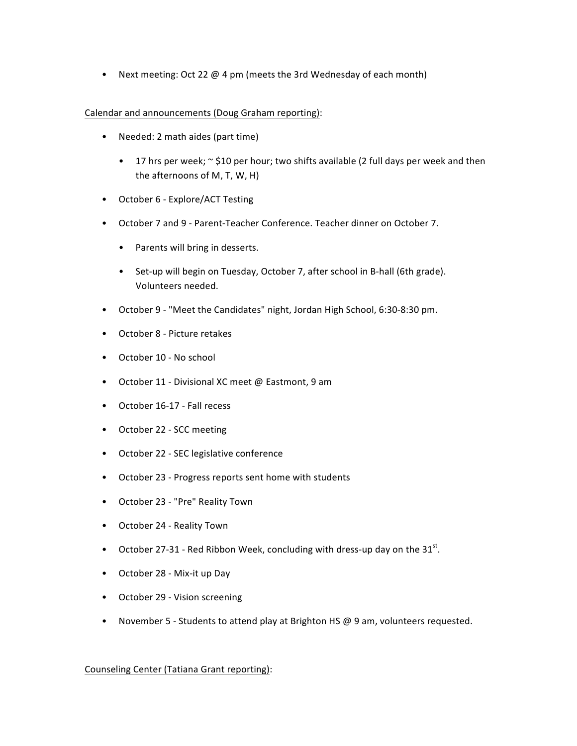- Next meeting: Oct 22 @ 4 pm (meets the 3rd Wednesday of each month)

<u>Calendar and announcements (Doug Graham reporting)</u>:

- Needed: 2 math aides (part time)
    - 17 hrs per week; ~ $10 per hour; two shifts available (2 full days per week and then the afternoons of M, T, W, H)
- October 6 - Explore/ACT Testing
- October 7 and 9 - Parent-Teacher Conference. Teacher dinner on October 7.
    - Parents will bring in desserts.
    - Set-up will begin on Tuesday, October 7, after school in B-hall (6th grade). Volunteers needed.
- October 9 - "Meet the Candidates" night, Jordan High School, 6:30-8:30 pm.
- October 8 - Picture retakes
- October 10 - No school
- October 11 - Divisional XC meet @ Eastmont, 9 am
- October 16-17 - Fall recess
- October 22 - SCC meeting
- October 22 - SEC legislative conference
- October 23 - Progress reports sent home with students
- October 23 - "Pre" Reality Town
- October 24 - Reality Town
- October 27-31 - Red Ribbon Week, concluding with dress-up day on the 31st.
- October 28 - Mix-it up Day
- October 29 - Vision screening
- November 5 - Students to attend play at Brighton HS @ 9 am, volunteers requested.

<u>Counseling Center (Tatiana Grant reporting)</u>: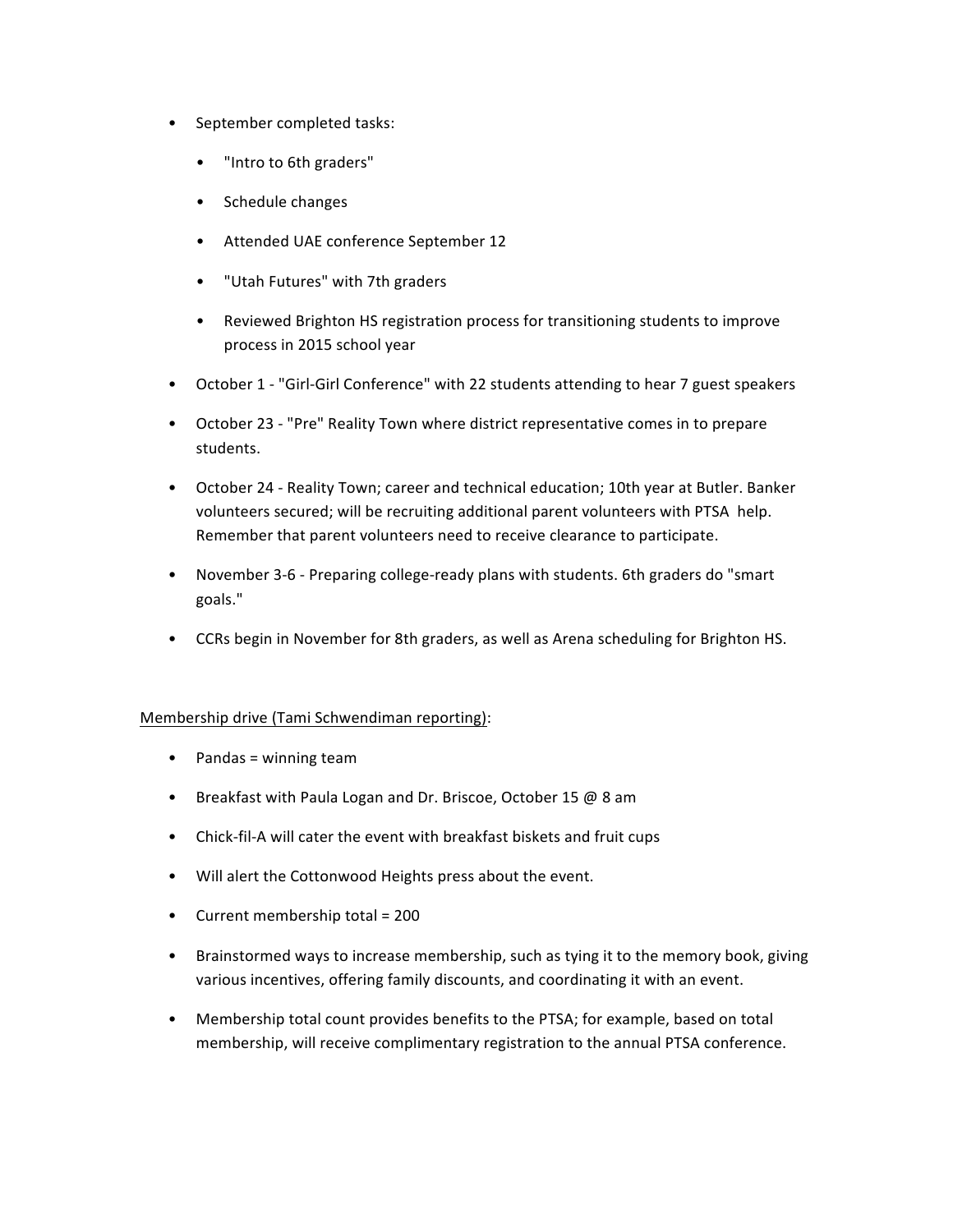- September completed tasks:
  - "Intro to 6th graders"
  - Schedule changes
  - Attended UAE conference September 12
  - "Utah Futures" with 7th graders
  - Reviewed Brighton HS registration process for transitioning students to improve process in 2015 school year
- October 1 - "Girl-Girl Conference" with 22 students attending to hear 7 guest speakers
- October 23 - "Pre" Reality Town where district representative comes in to prepare students.
- October 24 - Reality Town; career and technical education; 10th year at Butler. Banker volunteers secured; will be recruiting additional parent volunteers with PTSA help. Remember that parent volunteers need to receive clearance to participate.
- November 3-6 - Preparing college-ready plans with students. 6th graders do "smart goals."
- CCRs begin in November for 8th graders, as well as Arena scheduling for Brighton HS.

<u>Membership drive (Tami Schwendiman reporting)</u>:

- Pandas = winning team
- Breakfast with Paula Logan and Dr. Briscoe, October 15 @ 8 am
- Chick-fil-A will cater the event with breakfast biskets and fruit cups
- Will alert the Cottonwood Heights press about the event.
- Current membership total = 200
- Brainstormed ways to increase membership, such as tying it to the memory book, giving various incentives, offering family discounts, and coordinating it with an event.
- Membership total count provides benefits to the PTSA; for example, based on total membership, will receive complimentary registration to the annual PTSA conference.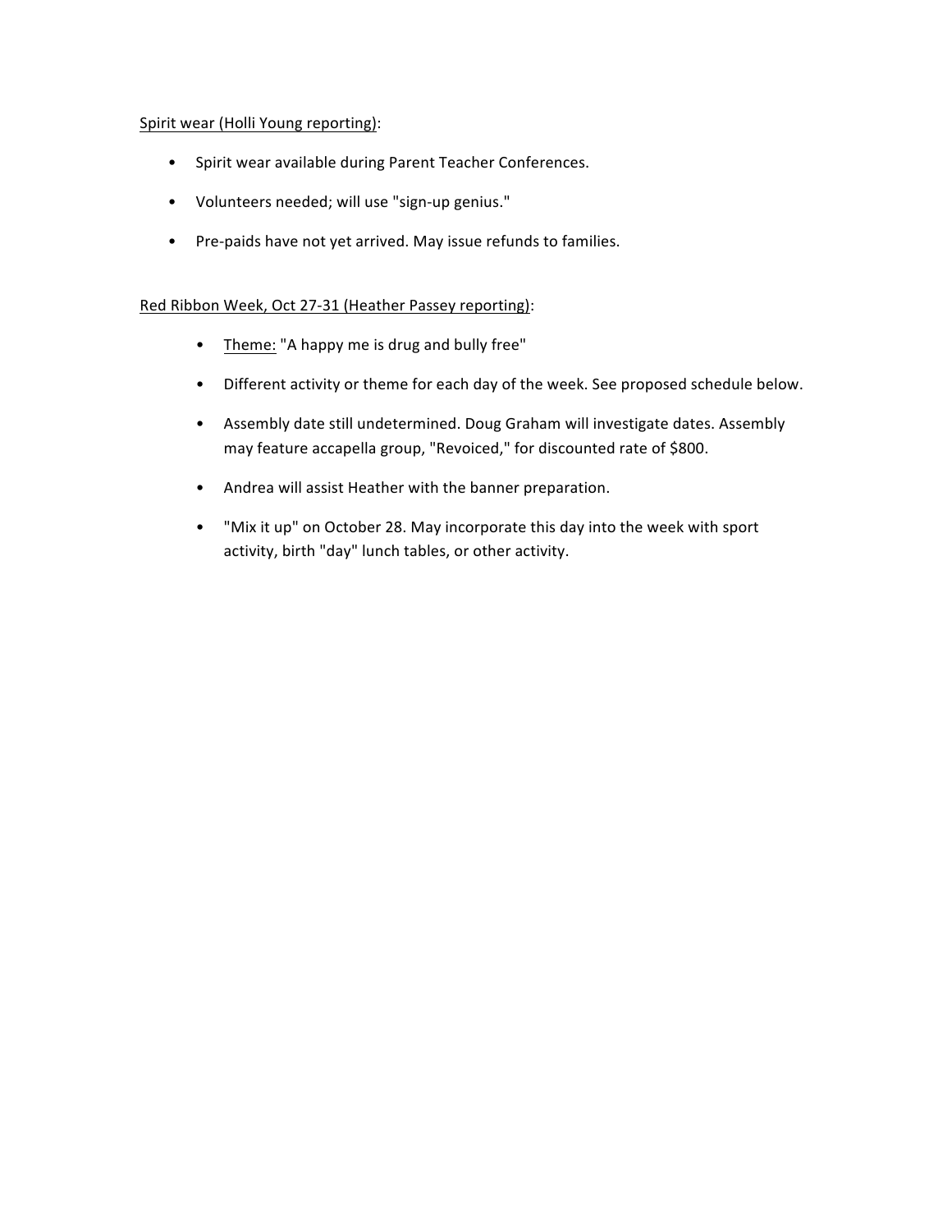Spirit wear (Holli Young reporting):

- Spirit wear available during Parent Teacher Conferences.
- Volunteers needed; will use "sign-up genius."
- Pre-paids have not yet arrived. May issue refunds to families.

Red Ribbon Week, Oct 27-31 (Heather Passey reporting):

- Theme: "A happy me is drug and bully free"
- Different activity or theme for each day of the week. See proposed schedule below.
- Assembly date still undetermined. Doug Graham will investigate dates. Assembly may feature accapella group, "Revoiced," for discounted rate of $800.
- Andrea will assist Heather with the banner preparation.
- "Mix it up" on October 28. May incorporate this day into the week with sport activity, birth "day" lunch tables, or other activity.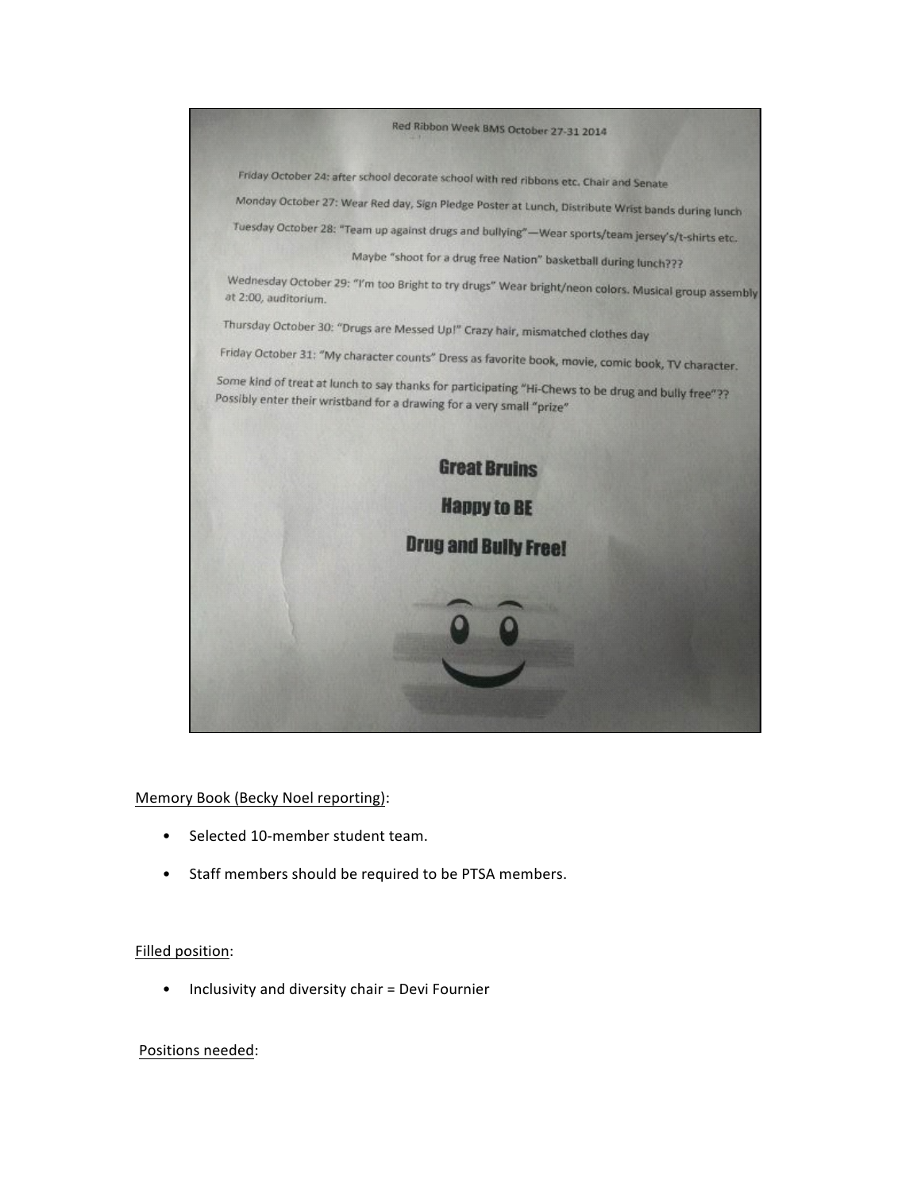Red Ribbon Week BMS October 27-31 2014

Friday October 24: after school decorate school with red ribbons etc. Chair and Senate

Monday October 27: Wear Red day, Sign Pledge Poster at Lunch, Distribute Wrist bands during lunch

Tuesday October 28: "Team up against drugs and bullying"—Wear sports/team jersey's/t-shirts etc.

Maybe "shoot for a drug free Nation" basketball during lunch???

Wednesday October 29: "I'm too Bright to try drugs" Wear bright/neon colors. Musical group assembly at 2:00, auditorium.

Thursday October 30: "Drugs are Messed Up!" Crazy hair, mismatched clothes day

Friday October 31: "My character counts" Dress as favorite book, movie, comic book, TV character.

Some kind of treat at lunch to say thanks for participating "Hi-Chews to be drug and bully free"?? Possibly enter their wristband for a drawing for a very small "prize"

**Great Bruins**

**Happy to BE**

**Drug and Bully Free!**

<u>Memory Book (Becky Noel reporting)</u>:

- Selected 10-member student team.
- Staff members should be required to be PTSA members.

<u>Filled position</u>:

- Inclusivity and diversity chair = Devi Fournier

<u>Positions needed</u>: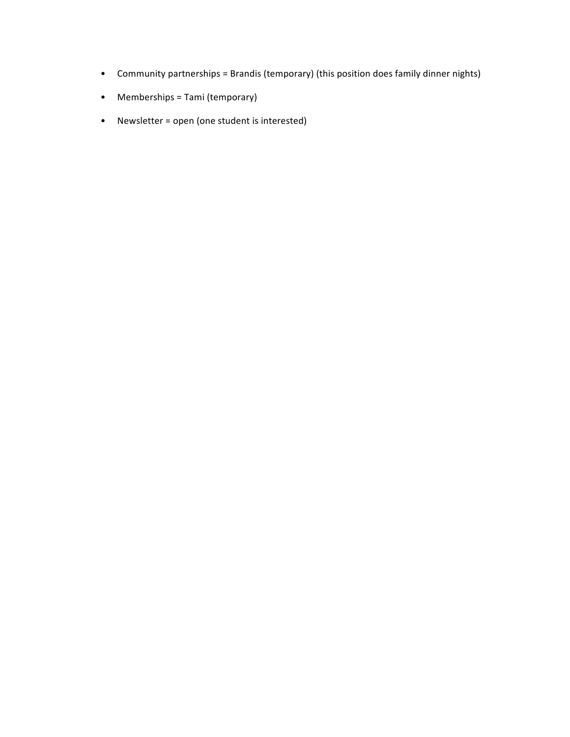- Community partnerships = Brandis (temporary) (this position does family dinner nights)
- Memberships = Tami (temporary)
- Newsletter = open (one student is interested)